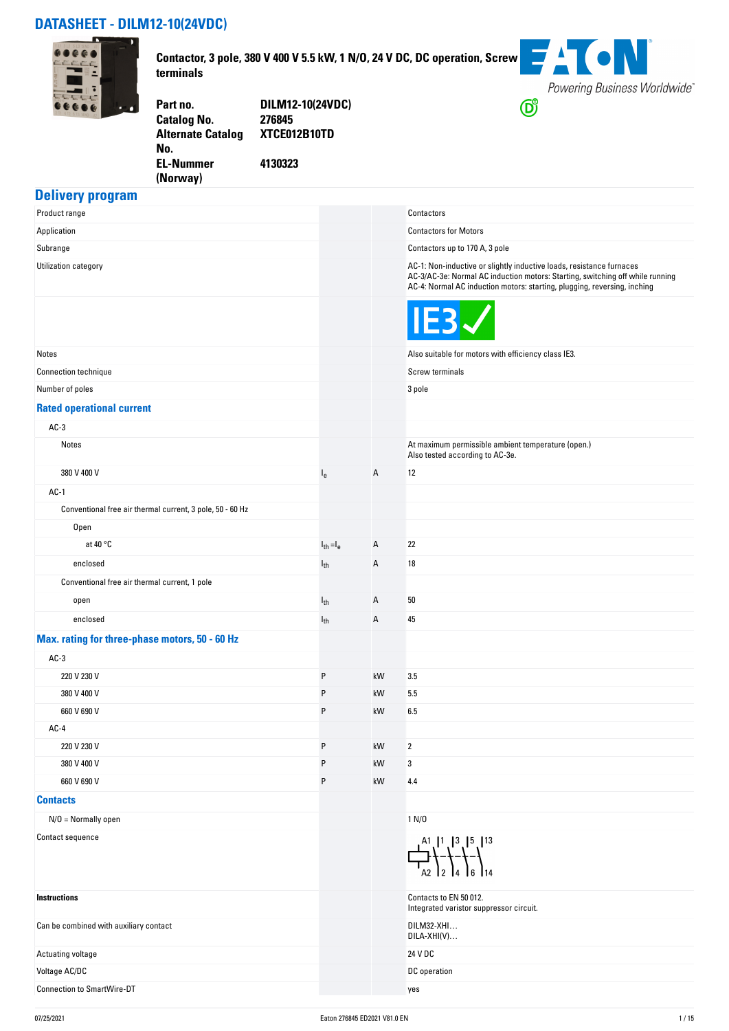# DATASHEET - DILM12-10(24VDC)

**Contactor, 3 pole, 380 V 400 V 5.5 kW, 1 N/O, 24 V DC, DC operation, Screw terminals**

| | |
|---|---|
| **Part no.** | **DILM12-10(24VDC)** |
| **Catalog No.** | **276845** |
| **Alternate Catalog No.** | **XTCE012B10TD** |
| **EL-Nummer (Norway)** | **4130323** |

## Delivery program

| | | | |
|---|---|---|---|
| Product range | | | Contactors |
| Application | | | Contactors for Motors |
| Subrange | | | Contactors up to 170 A, 3 pole |
| Utilization category | | | AC-1: Non-inductive or slightly inductive loads, resistance furnaces<br>AC-3/AC-3e: Normal AC induction motors: Starting, switching off while running<br>AC-4: Normal AC induction motors: starting, plugging, reversing, inching |
| | | | IE3 |
| Notes | | | Also suitable for motors with efficiency class IE3. |
| Connection technique | | | Screw terminals |
| Number of poles | | | 3 pole |
| **Rated operational current** | | | |
| AC-3 | | | |
| Notes | | | At maximum permissible ambient temperature (open.)<br>Also tested according to AC-3e. |
| 380 V 400 V | $I_e$ | A | 12 |
| AC-1 | | | |
| Conventional free air thermal current, 3 pole, 50 - 60 Hz | | | |
| Open | | | |
| at 40 °C | $I_{th} = I_e$ | A | 22 |
| enclosed | $I_{th}$ | A | 18 |
| Conventional free air thermal current, 1 pole | | | |
| open | $I_{th}$ | A | 50 |
| enclosed | $I_{th}$ | A | 45 |
| **Max. rating for three-phase motors, 50 - 60 Hz** | | | |
| AC-3 | | | |
| 220 V 230 V | P | kW | 3.5 |
| 380 V 400 V | P | kW | 5.5 |
| 660 V 690 V | P | kW | 6.5 |
| AC-4 | | | |
| 220 V 230 V | P | kW | 2 |
| 380 V 400 V | P | kW | 3 |
| 660 V 690 V | P | kW | 4.4 |
| **Contacts** | | | |
| N/O = Normally open | | | 1 N/O |
| Contact sequence | | | A1 1 3 5 13 / A2 2 4 6 14 |
| **Instructions** | | | Contacts to EN 50 012.<br>Integrated varistor suppressor circuit. |
| Can be combined with auxiliary contact | | | DILM32-XHI…<br>DILA-XHI(V)… |
| Actuating voltage | | | 24 V DC |
| Voltage AC/DC | | | DC operation |
| Connection to SmartWire-DT | | | yes |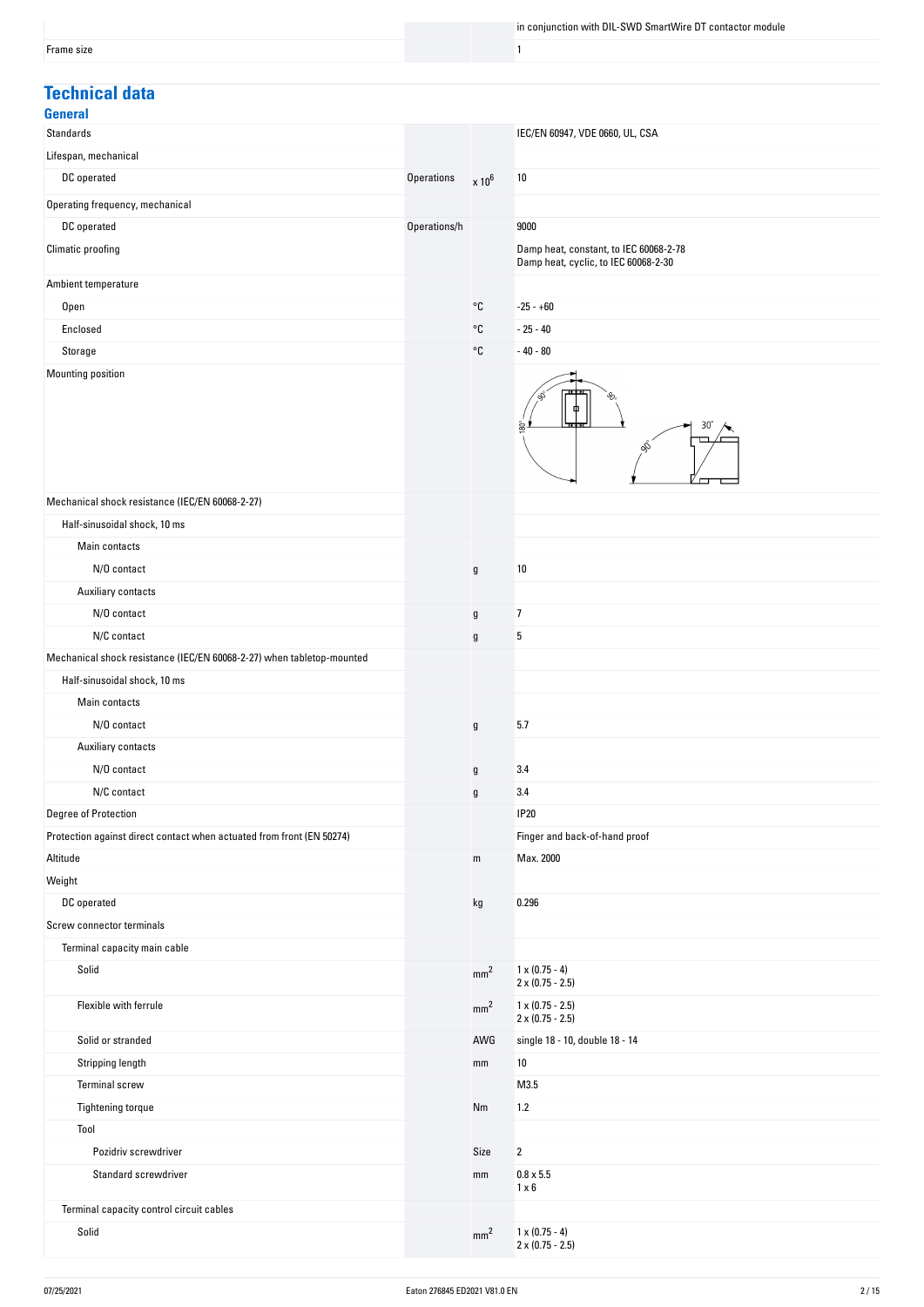| | | | |
|---|---|---|---|
| | | | in conjunction with DIL-SWD SmartWire DT contactor module |
| Frame size | | | 1 |

# Technical data

## General

| | | | |
|---|---|---|---|
| Standards | | | IEC/EN 60947, VDE 0660, UL, CSA |
| Lifespan, mechanical | | | |
| DC operated | Operations | x $10^6$ | 10 |
| Operating frequency, mechanical | | | |
| DC operated | Operations/h | | 9000 |
| Climatic proofing | | | Damp heat, constant, to IEC 60068-2-78<br>Damp heat, cyclic, to IEC 60068-2-30 |
| Ambient temperature | | | |
| Open | | °C | -25 - +60 |
| Enclosed | | °C | - 25 - 40 |
| Storage | | °C | - 40 - 80 |
| Mounting position | | | |
| Mechanical shock resistance (IEC/EN 60068-2-27) | | | |
| Half-sinusoidal shock, 10 ms | | | |
| Main contacts | | | |
| N/O contact | | g | 10 |
| Auxiliary contacts | | | |
| N/O contact | | g | 7 |
| N/C contact | | g | 5 |
| Mechanical shock resistance (IEC/EN 60068-2-27) when tabletop-mounted | | | |
| Half-sinusoidal shock, 10 ms | | | |
| Main contacts | | | |
| N/O contact | | g | 5.7 |
| Auxiliary contacts | | | |
| N/O contact | | g | 3.4 |
| N/C contact | | g | 3.4 |
| Degree of Protection | | | IP20 |
| Protection against direct contact when actuated from front (EN 50274) | | | Finger and back-of-hand proof |
| Altitude | | m | Max. 2000 |
| Weight | | | |
| DC operated | | kg | 0.296 |
| Screw connector terminals | | | |
| Terminal capacity main cable | | | |
| Solid | | $mm^2$ | 1 x (0.75 - 4)<br>2 x (0.75 - 2.5) |
| Flexible with ferrule | | $mm^2$ | 1 x (0.75 - 2.5)<br>2 x (0.75 - 2.5) |
| Solid or stranded | | AWG | single 18 - 10, double 18 - 14 |
| Stripping length | | mm | 10 |
| Terminal screw | | | M3.5 |
| Tightening torque | | Nm | 1.2 |
| Tool | | | |
| Pozidriv screwdriver | | Size | 2 |
| Standard screwdriver | | mm | 0.8 x 5.5<br>1 x 6 |
| Terminal capacity control circuit cables | | | |
| Solid | | $mm^2$ | 1 x (0.75 - 4)<br>2 x (0.75 - 2.5) |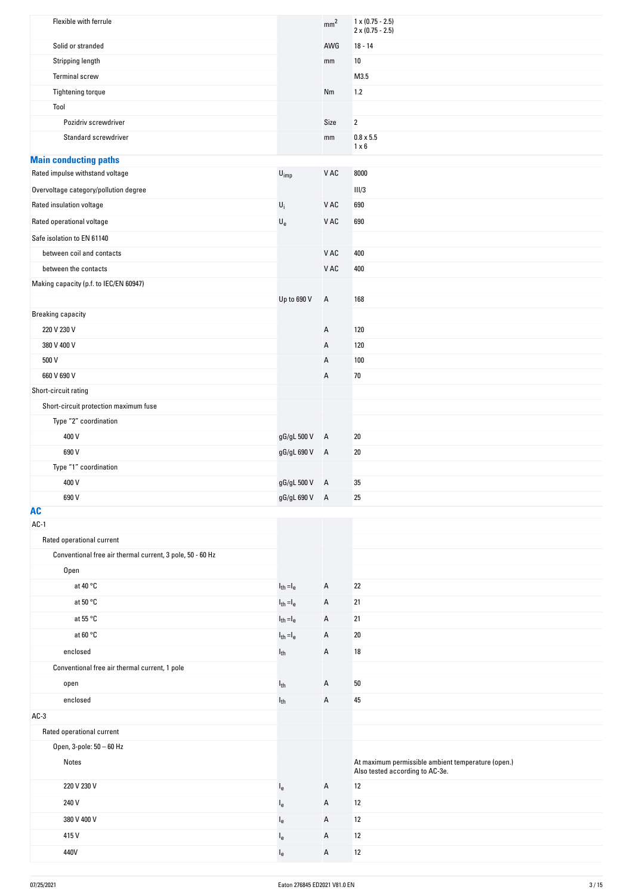| | | | |
|---|---|---|---|
| Flexible with ferrule | | $mm^2$ | 1 x (0.75 - 2.5)<br>2 x (0.75 - 2.5) |
| Solid or stranded | | AWG | 18 - 14 |
| Stripping length | | mm | 10 |
| Terminal screw | | | M3.5 |
| Tightening torque | | Nm | 1.2 |
| Tool | | | |
| Pozidriv screwdriver | | Size | 2 |
| Standard screwdriver | | mm | 0.8 x 5.5<br>1 x 6 |

## Main conducting paths

| | | | |
|---|---|---|---|
| Rated impulse withstand voltage | $U_{imp}$ | V AC | 8000 |
| Overvoltage category/pollution degree | | | III/3 |
| Rated insulation voltage | $U_i$ | V AC | 690 |
| Rated operational voltage | $U_e$ | V AC | 690 |
| Safe isolation to EN 61140 | | | |
| between coil and contacts | | V AC | 400 |
| between the contacts | | V AC | 400 |
| Making capacity (p.f. to IEC/EN 60947) | | | |
| | Up to 690 V | A | 168 |
| Breaking capacity | | | |
| 220 V 230 V | | A | 120 |
| 380 V 400 V | | A | 120 |
| 500 V | | A | 100 |
| 660 V 690 V | | A | 70 |
| Short-circuit rating | | | |
| Short-circuit protection maximum fuse | | | |
| Type "2" coordination | | | |
| 400 V | gG/gL 500 V | A | 20 |
| 690 V | gG/gL 690 V | A | 20 |
| Type "1" coordination | | | |
| 400 V | gG/gL 500 V | A | 35 |
| 690 V | gG/gL 690 V | A | 25 |

## AC

| | | | |
|---|---|---|---|
| AC-1 | | | |
| Rated operational current | | | |
| Conventional free air thermal current, 3 pole, 50 - 60 Hz | | | |
| Open | | | |
| at 40 °C | $I_{th} = I_e$ | A | 22 |
| at 50 °C | $I_{th} = I_e$ | A | 21 |
| at 55 °C | $I_{th} = I_e$ | A | 21 |
| at 60 °C | $I_{th} = I_e$ | A | 20 |
| enclosed | $I_{th}$ | A | 18 |
| Conventional free air thermal current, 1 pole | | | |
| open | $I_{th}$ | A | 50 |
| enclosed | $I_{th}$ | A | 45 |
| AC-3 | | | |
| Rated operational current | | | |
| Open, 3-pole: 50 – 60 Hz | | | |
| Notes | | | At maximum permissible ambient temperature (open.)<br>Also tested according to AC-3e. |
| 220 V 230 V | $I_e$ | A | 12 |
| 240 V | $I_e$ | A | 12 |
| 380 V 400 V | $I_e$ | A | 12 |
| 415 V | $I_e$ | A | 12 |
| 440V | $I_e$ | A | 12 |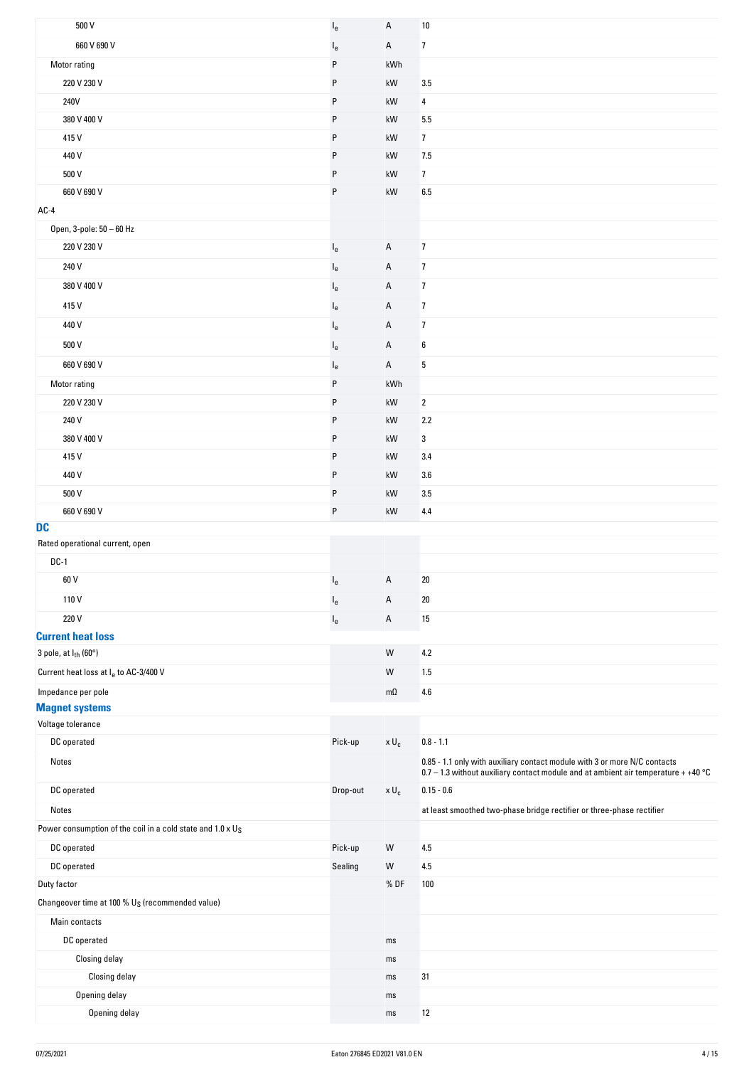| | | | |
|---|---|---|---|
| 500 V | $I_e$ | A | 10 |
| 660 V 690 V | $I_e$ | A | 7 |
| Motor rating | P | kWh | |
| 220 V 230 V | P | kW | 3.5 |
| 240V | P | kW | 4 |
| 380 V 400 V | P | kW | 5.5 |
| 415 V | P | kW | 7 |
| 440 V | P | kW | 7.5 |
| 500 V | P | kW | 7 |
| 660 V 690 V | P | kW | 6.5 |
| AC-4 | | | |
| Open, 3-pole: 50 – 60 Hz | | | |
| 220 V 230 V | $I_e$ | A | 7 |
| 240 V | $I_e$ | A | 7 |
| 380 V 400 V | $I_e$ | A | 7 |
| 415 V | $I_e$ | A | 7 |
| 440 V | $I_e$ | A | 7 |
| 500 V | $I_e$ | A | 6 |
| 660 V 690 V | $I_e$ | A | 5 |
| Motor rating | P | kWh | |
| 220 V 230 V | P | kW | 2 |
| 240 V | P | kW | 2.2 |
| 380 V 400 V | P | kW | 3 |
| 415 V | P | kW | 3.4 |
| 440 V | P | kW | 3.6 |
| 500 V | P | kW | 3.5 |
| 660 V 690 V | P | kW | 4.4 |

## DC

| | | | |
|---|---|---|---|
| Rated operational current, open | | | |
| DC-1 | | | |
| 60 V | $I_e$ | A | 20 |
| 110 V | $I_e$ | A | 20 |
| 220 V | $I_e$ | A | 15 |

## Current heat loss

| | | | |
|---|---|---|---|
| 3 pole, at $I_{th}$ (60°) | | W | 4.2 |
| Current heat loss at $I_e$ to AC-3/400 V | | W | 1.5 |
| Impedance per pole | | mΩ | 4.6 |

## Magnet systems

| | | | |
|---|---|---|---|
| Voltage tolerance | | | |
| DC operated | Pick-up | x $U_c$ | 0.8 - 1.1 |
| Notes | | | 0.85 - 1.1 only with auxiliary contact module with 3 or more N/C contacts<br>0.7 – 1.3 without auxiliary contact module and at ambient air temperature + +40 °C |
| DC operated | Drop-out | x $U_c$ | 0.15 - 0.6 |
| Notes | | | at least smoothed two-phase bridge rectifier or three-phase rectifier |
| Power consumption of the coil in a cold state and 1.0 x $U_S$ | | | |
| DC operated | Pick-up | W | 4.5 |
| DC operated | Sealing | W | 4.5 |
| Duty factor | | % DF | 100 |
| Changeover time at 100 % $U_S$ (recommended value) | | | |
| Main contacts | | | |
| DC operated | | ms | |
| Closing delay | | ms | |
| Closing delay | | ms | 31 |
| Opening delay | | ms | |
| Opening delay | | ms | 12 |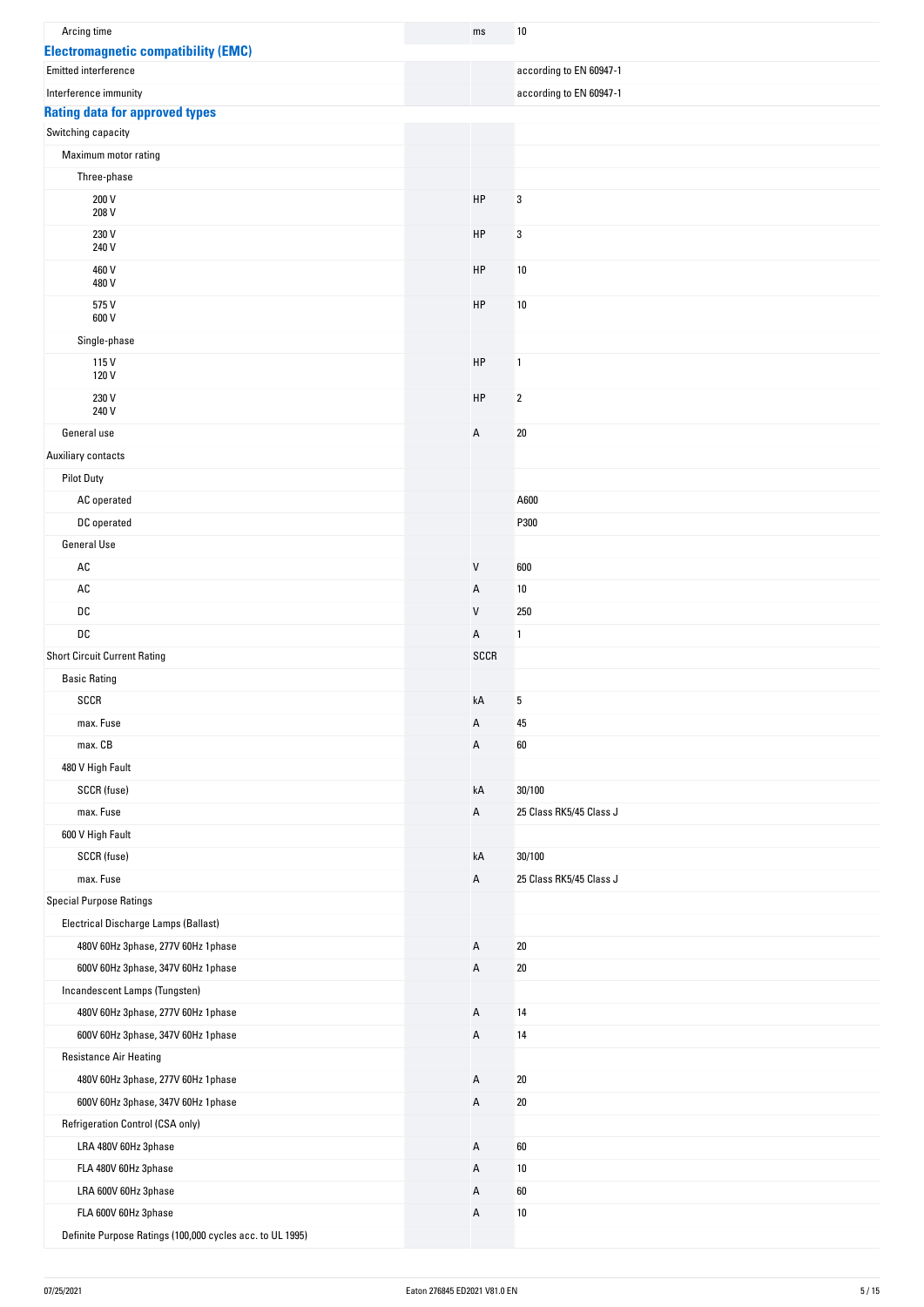| | | |
|---|---|---|
| Arcing time | ms | 10 |

## Electromagnetic compatibility (EMC)

| | | |
|---|---|---|
| Emitted interference | | according to EN 60947-1 |
| Interference immunity | | according to EN 60947-1 |

## Rating data for approved types

| | | |
|---|---|---|
| Switching capacity | | |
| Maximum motor rating | | |
| Three-phase | | |
| 200 V 208 V | HP | 3 |
| 230 V 240 V | HP | 3 |
| 460 V 480 V | HP | 10 |
| 575 V 600 V | HP | 10 |
| Single-phase | | |
| 115 V 120 V | HP | 1 |
| 230 V 240 V | HP | 2 |
| General use | A | 20 |
| Auxiliary contacts | | |
| Pilot Duty | | |
| AC operated | | A600 |
| DC operated | | P300 |
| General Use | | |
| AC | V | 600 |
| AC | A | 10 |
| DC | V | 250 |
| DC | A | 1 |
| Short Circuit Current Rating | SCCR | |
| Basic Rating | | |
| SCCR | kA | 5 |
| max. Fuse | A | 45 |
| max. CB | A | 60 |
| 480 V High Fault | | |
| SCCR (fuse) | kA | 30/100 |
| max. Fuse | A | 25 Class RK5/45 Class J |
| 600 V High Fault | | |
| SCCR (fuse) | kA | 30/100 |
| max. Fuse | A | 25 Class RK5/45 Class J |
| Special Purpose Ratings | | |
| Electrical Discharge Lamps (Ballast) | | |
| 480V 60Hz 3phase, 277V 60Hz 1phase | A | 20 |
| 600V 60Hz 3phase, 347V 60Hz 1phase | A | 20 |
| Incandescent Lamps (Tungsten) | | |
| 480V 60Hz 3phase, 277V 60Hz 1phase | A | 14 |
| 600V 60Hz 3phase, 347V 60Hz 1phase | A | 14 |
| Resistance Air Heating | | |
| 480V 60Hz 3phase, 277V 60Hz 1phase | A | 20 |
| 600V 60Hz 3phase, 347V 60Hz 1phase | A | 20 |
| Refrigeration Control (CSA only) | | |
| LRA 480V 60Hz 3phase | A | 60 |
| FLA 480V 60Hz 3phase | A | 10 |
| LRA 600V 60Hz 3phase | A | 60 |
| FLA 600V 60Hz 3phase | A | 10 |
| Definite Purpose Ratings (100,000 cycles acc. to UL 1995) | | |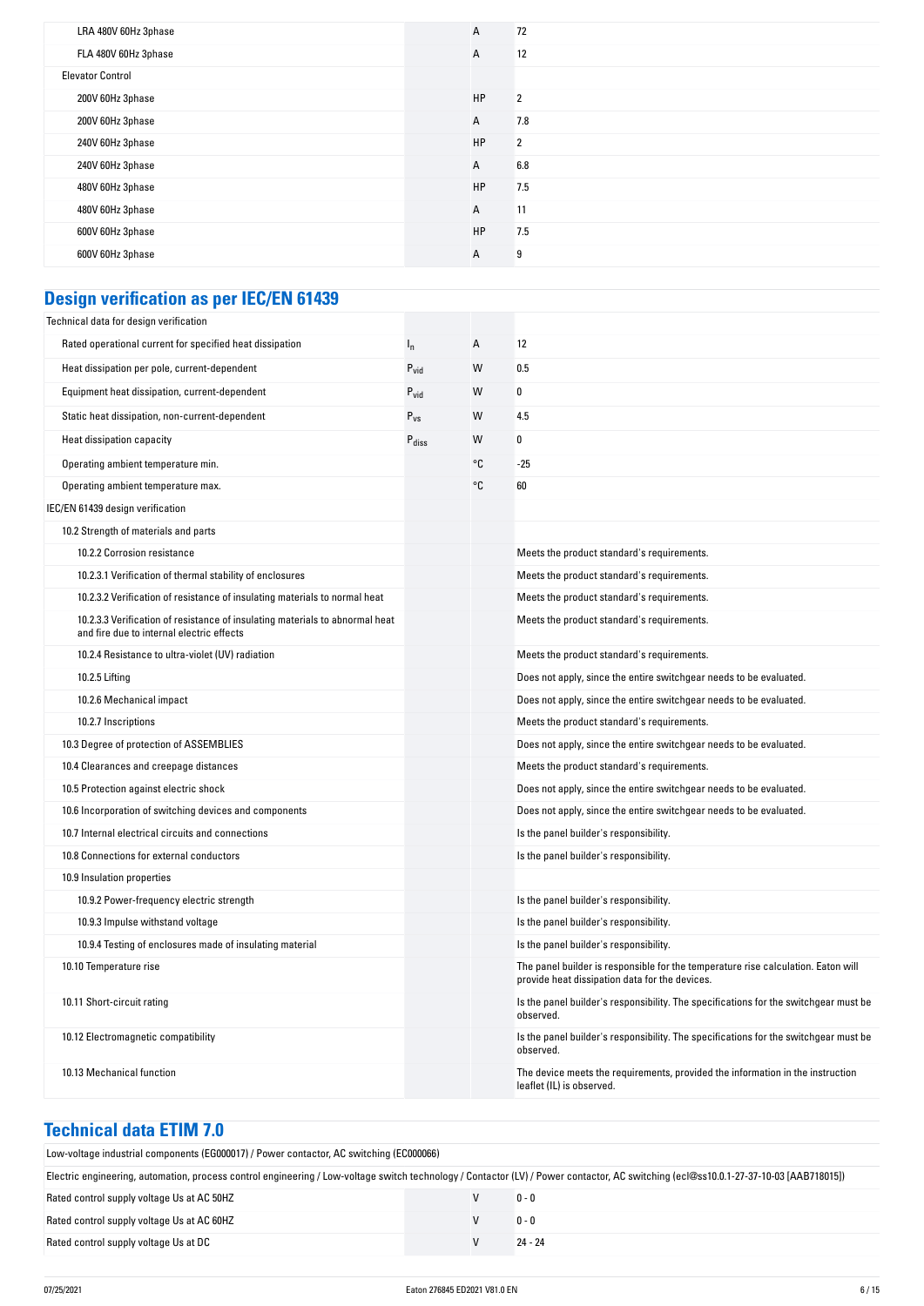| | | | |
|---|---|---|---|
| LRA 480V 60Hz 3phase | | A | 72 |
| FLA 480V 60Hz 3phase | | A | 12 |
| Elevator Control | | | |
| 200V 60Hz 3phase | | HP | 2 |
| 200V 60Hz 3phase | | A | 7.8 |
| 240V 60Hz 3phase | | HP | 2 |
| 240V 60Hz 3phase | | A | 6.8 |
| 480V 60Hz 3phase | | HP | 7.5 |
| 480V 60Hz 3phase | | A | 11 |
| 600V 60Hz 3phase | | HP | 7.5 |
| 600V 60Hz 3phase | | A | 9 |

## Design verification as per IEC/EN 61439

| | | | |
|---|---|---|---|
| Technical data for design verification | | | |
| Rated operational current for specified heat dissipation | $I_n$ | A | 12 |
| Heat dissipation per pole, current-dependent | $P_{vid}$ | W | 0.5 |
| Equipment heat dissipation, current-dependent | $P_{vid}$ | W | 0 |
| Static heat dissipation, non-current-dependent | $P_{vs}$ | W | 4.5 |
| Heat dissipation capacity | $P_{diss}$ | W | 0 |
| Operating ambient temperature min. | | °C | -25 |
| Operating ambient temperature max. | | °C | 60 |
| IEC/EN 61439 design verification | | | |
| 10.2 Strength of materials and parts | | | |
| 10.2.2 Corrosion resistance | | | Meets the product standard's requirements. |
| 10.2.3.1 Verification of thermal stability of enclosures | | | Meets the product standard's requirements. |
| 10.2.3.2 Verification of resistance of insulating materials to normal heat | | | Meets the product standard's requirements. |
| 10.2.3.3 Verification of resistance of insulating materials to abnormal heat and fire due to internal electric effects | | | Meets the product standard's requirements. |
| 10.2.4 Resistance to ultra-violet (UV) radiation | | | Meets the product standard's requirements. |
| 10.2.5 Lifting | | | Does not apply, since the entire switchgear needs to be evaluated. |
| 10.2.6 Mechanical impact | | | Does not apply, since the entire switchgear needs to be evaluated. |
| 10.2.7 Inscriptions | | | Meets the product standard's requirements. |
| 10.3 Degree of protection of ASSEMBLIES | | | Does not apply, since the entire switchgear needs to be evaluated. |
| 10.4 Clearances and creepage distances | | | Meets the product standard's requirements. |
| 10.5 Protection against electric shock | | | Does not apply, since the entire switchgear needs to be evaluated. |
| 10.6 Incorporation of switching devices and components | | | Does not apply, since the entire switchgear needs to be evaluated. |
| 10.7 Internal electrical circuits and connections | | | Is the panel builder's responsibility. |
| 10.8 Connections for external conductors | | | Is the panel builder's responsibility. |
| 10.9 Insulation properties | | | |
| 10.9.2 Power-frequency electric strength | | | Is the panel builder's responsibility. |
| 10.9.3 Impulse withstand voltage | | | Is the panel builder's responsibility. |
| 10.9.4 Testing of enclosures made of insulating material | | | Is the panel builder's responsibility. |
| 10.10 Temperature rise | | | The panel builder is responsible for the temperature rise calculation. Eaton will provide heat dissipation data for the devices. |
| 10.11 Short-circuit rating | | | Is the panel builder's responsibility. The specifications for the switchgear must be observed. |
| 10.12 Electromagnetic compatibility | | | Is the panel builder's responsibility. The specifications for the switchgear must be observed. |
| 10.13 Mechanical function | | | The device meets the requirements, provided the information in the instruction leaflet (IL) is observed. |

## Technical data ETIM 7.0

Low-voltage industrial components (EG000017) / Power contactor, AC switching (EC000066)

Electric engineering, automation, process control engineering / Low-voltage switch technology / Contactor (LV) / Power contactor, AC switching (ecl@ss10.0.1-27-37-10-03 [AAB718015])

| | | |
|---|---|---|
| Rated control supply voltage Us at AC 50HZ | V | 0 - 0 |
| Rated control supply voltage Us at AC 60HZ | V | 0 - 0 |
| Rated control supply voltage Us at DC | V | 24 - 24 |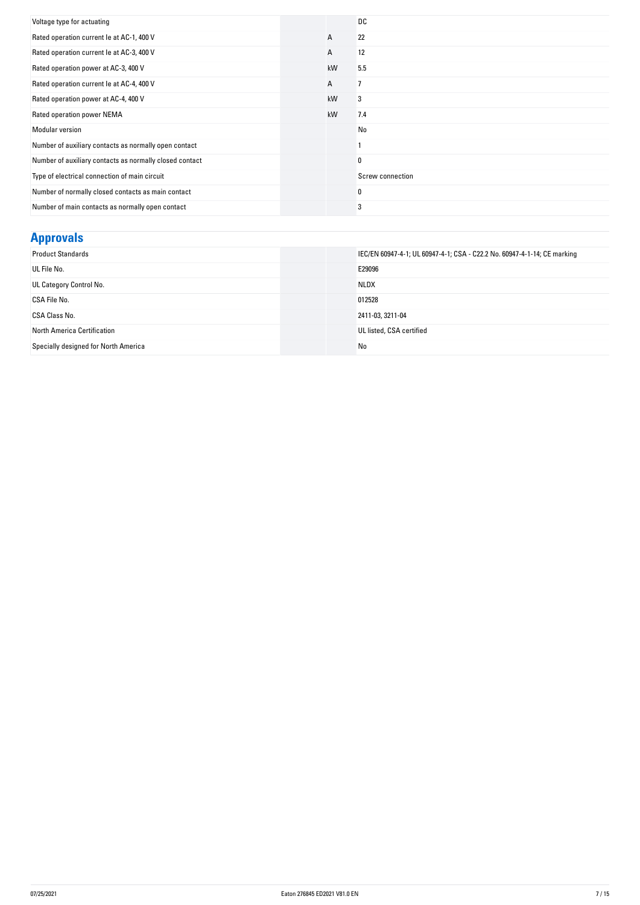| | | |
|---|---|---|
| Voltage type for actuating | | DC |
| Rated operation current Ie at AC-1, 400 V | A | 22 |
| Rated operation current Ie at AC-3, 400 V | A | 12 |
| Rated operation power at AC-3, 400 V | kW | 5.5 |
| Rated operation current Ie at AC-4, 400 V | A | 7 |
| Rated operation power at AC-4, 400 V | kW | 3 |
| Rated operation power NEMA | kW | 7.4 |
| Modular version | | No |
| Number of auxiliary contacts as normally open contact | | 1 |
| Number of auxiliary contacts as normally closed contact | | 0 |
| Type of electrical connection of main circuit | | Screw connection |
| Number of normally closed contacts as main contact | | 0 |
| Number of main contacts as normally open contact | | 3 |

## Approvals

| | | |
|---|---|---|
| Product Standards | | IEC/EN 60947-4-1; UL 60947-4-1; CSA - C22.2 No. 60947-4-1-14; CE marking |
| UL File No. | | E29096 |
| UL Category Control No. | | NLDX |
| CSA File No. | | 012528 |
| CSA Class No. | | 2411-03, 3211-04 |
| North America Certification | | UL listed, CSA certified |
| Specially designed for North America | | No |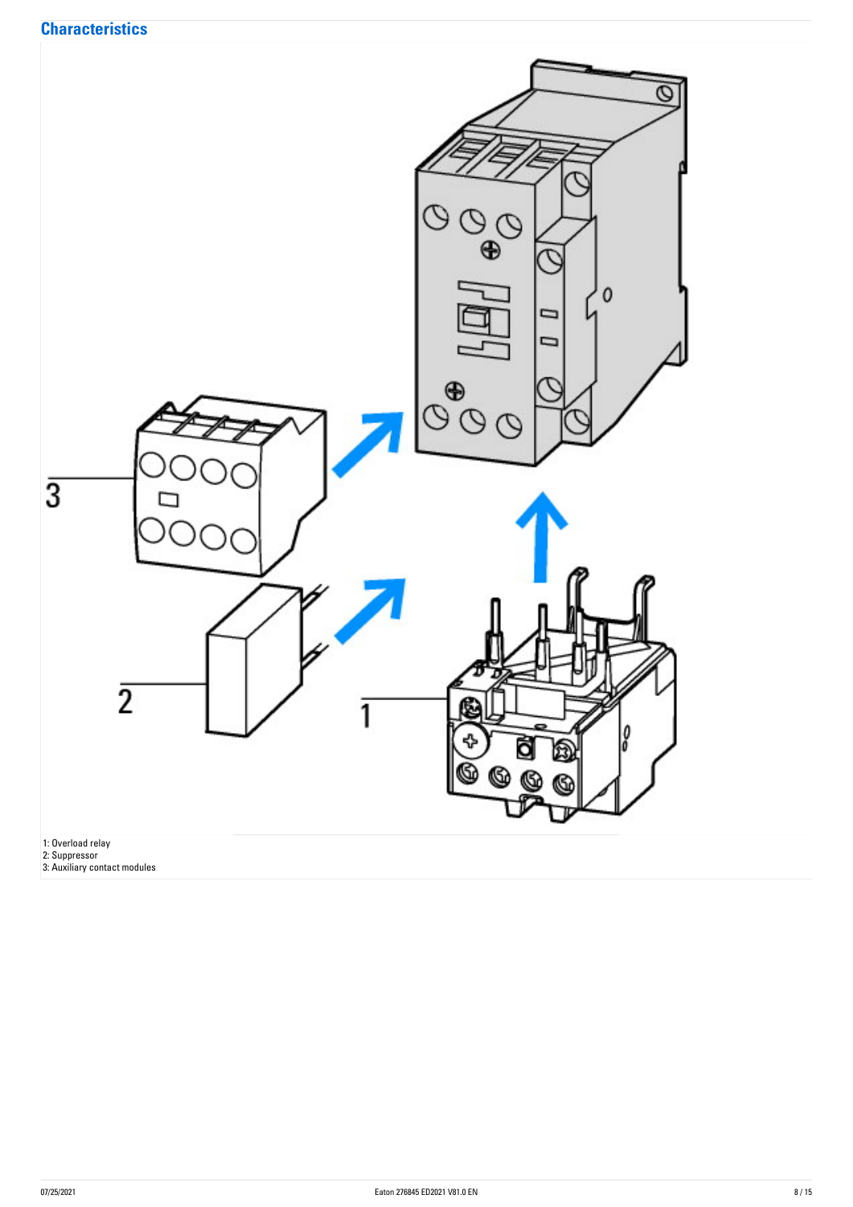## Characteristics

1: Overload relay
2: Suppressor
3: Auxiliary contact modules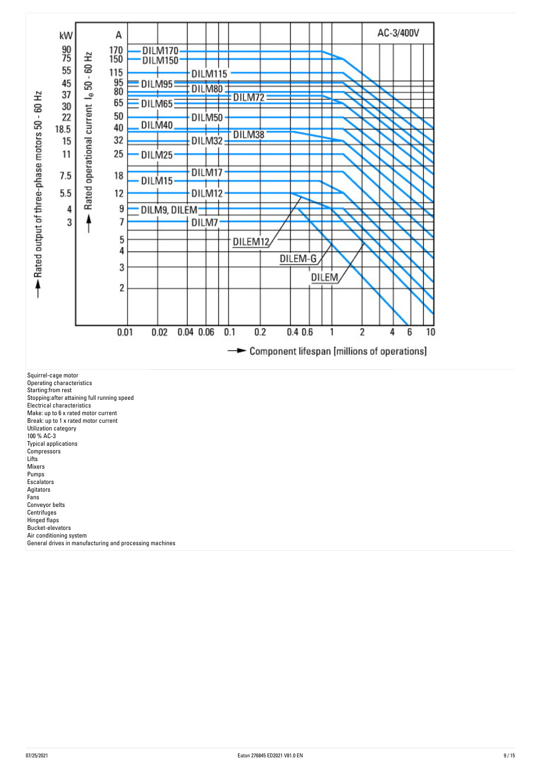Squirrel-cage motor
Operating characteristics
Starting:from rest
Stopping:after attaining full running speed
Electrical characteristics
Make: up to 6 x rated motor current
Break: up to 1 x rated motor current
Utilization category
100 % AC-3
Typical applications
Compressors
Lifts
Mixers
Pumps
Escalators
Agitators
Fans
Conveyor belts
Centrifuges
Hinged flaps
Bucket-elevators
Air conditioning system
General drives in manufacturing and processing machines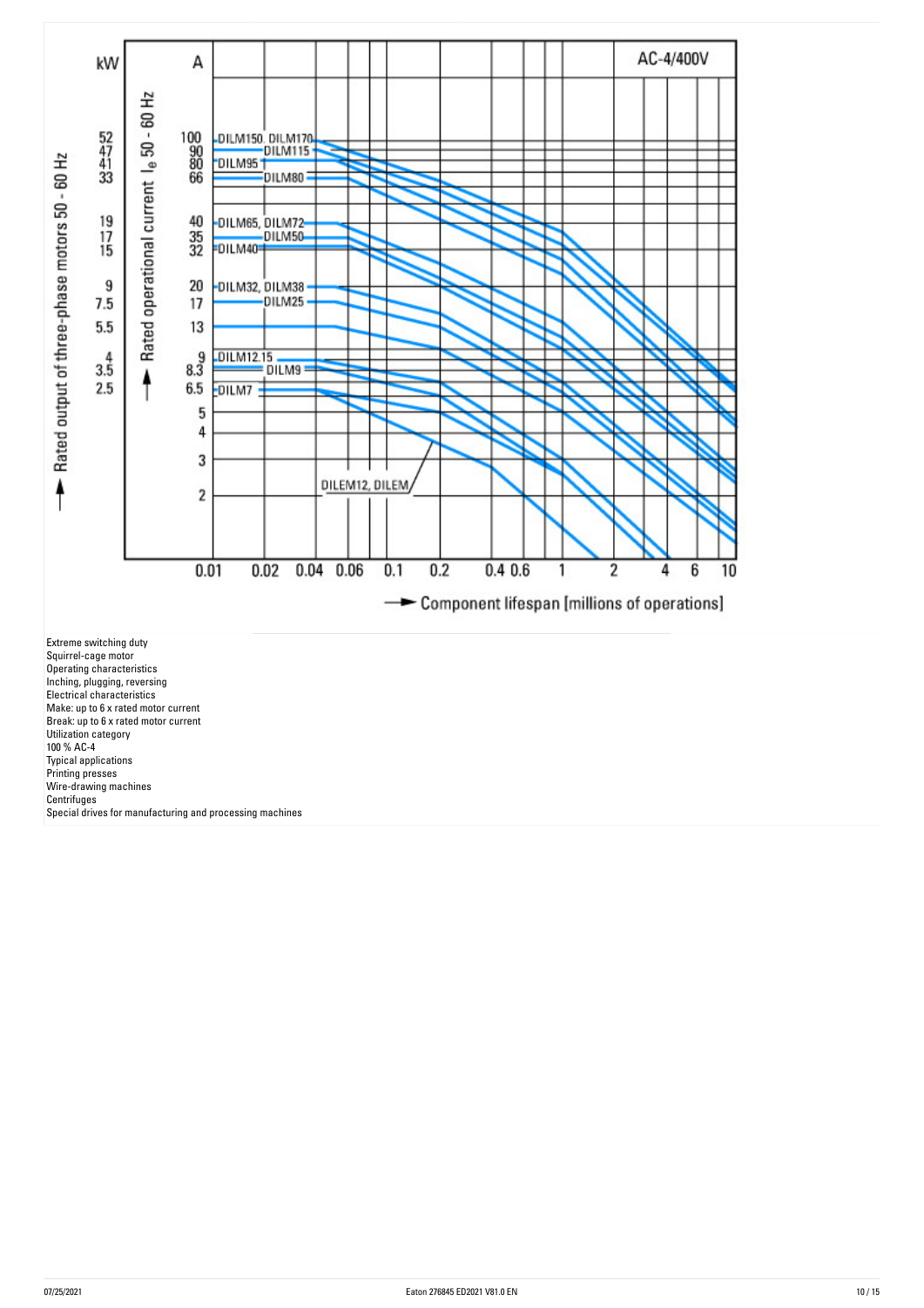Extreme switching duty
Squirrel-cage motor
Operating characteristics
Inching, plugging, reversing
Electrical characteristics
Make: up to 6 x rated motor current
Break: up to 6 x rated motor current
Utilization category
100 % AC-4
Typical applications
Printing presses
Wire-drawing machines
Centrifuges
Special drives for manufacturing and processing machines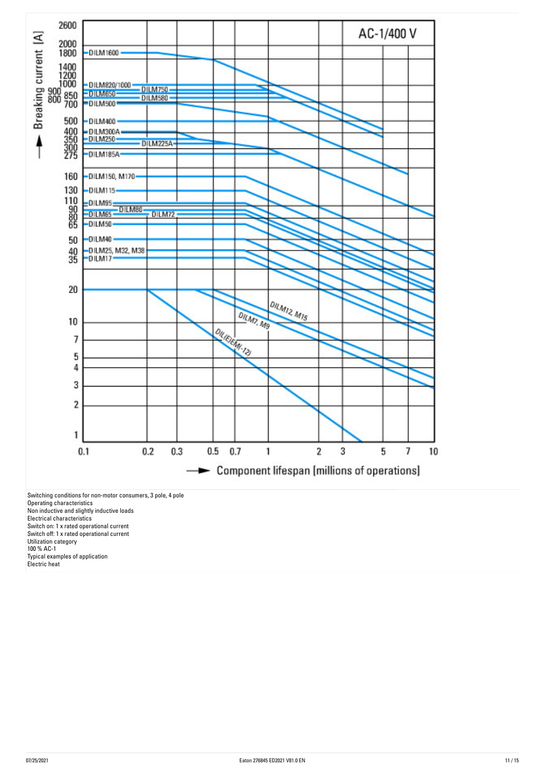Switching conditions for non-motor consumers, 3 pole, 4 pole
Operating characteristics
Non inductive and slightly inductive loads
Electrical characteristics
Switch on: 1 x rated operational current
Switch off: 1 x rated operational current
Utilization category
100 % AC-1
Typical examples of application
Electric heat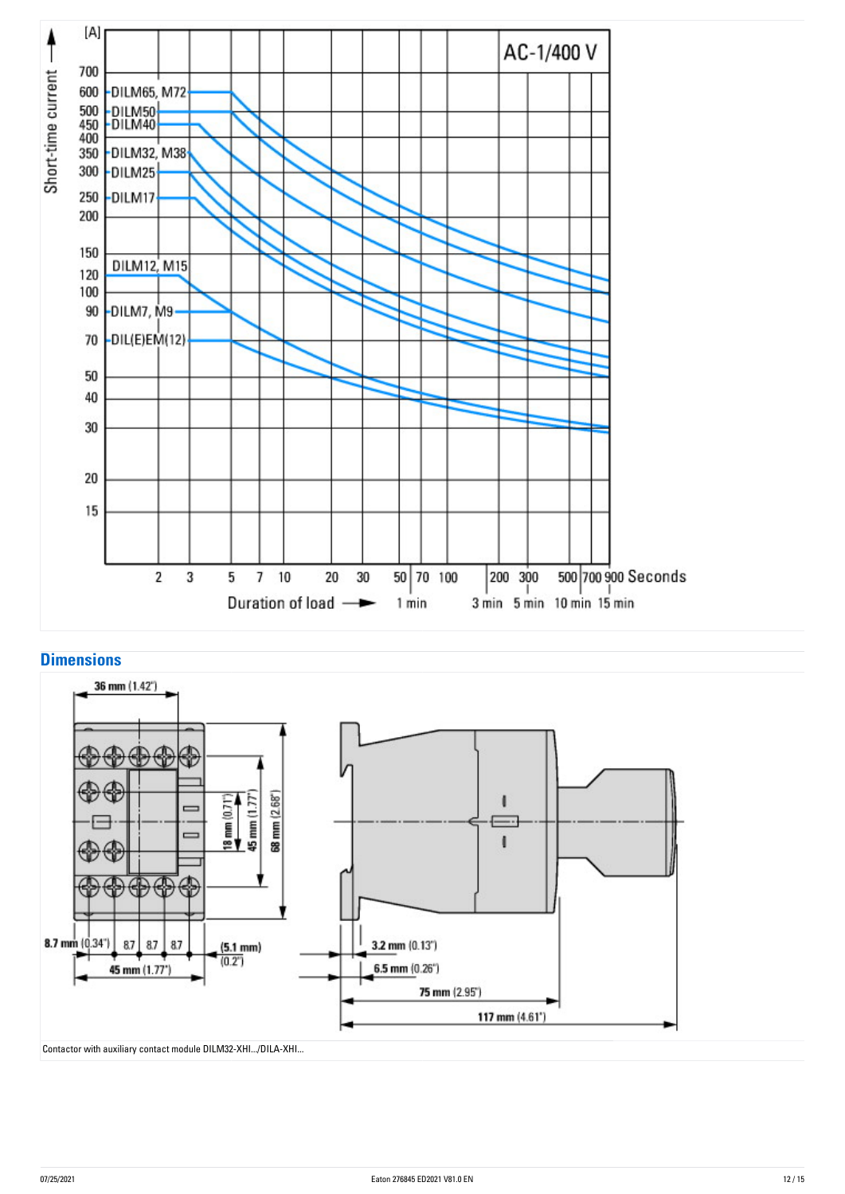## Dimensions

Contactor with auxiliary contact module DILM32-XHI.../DILA-XHI...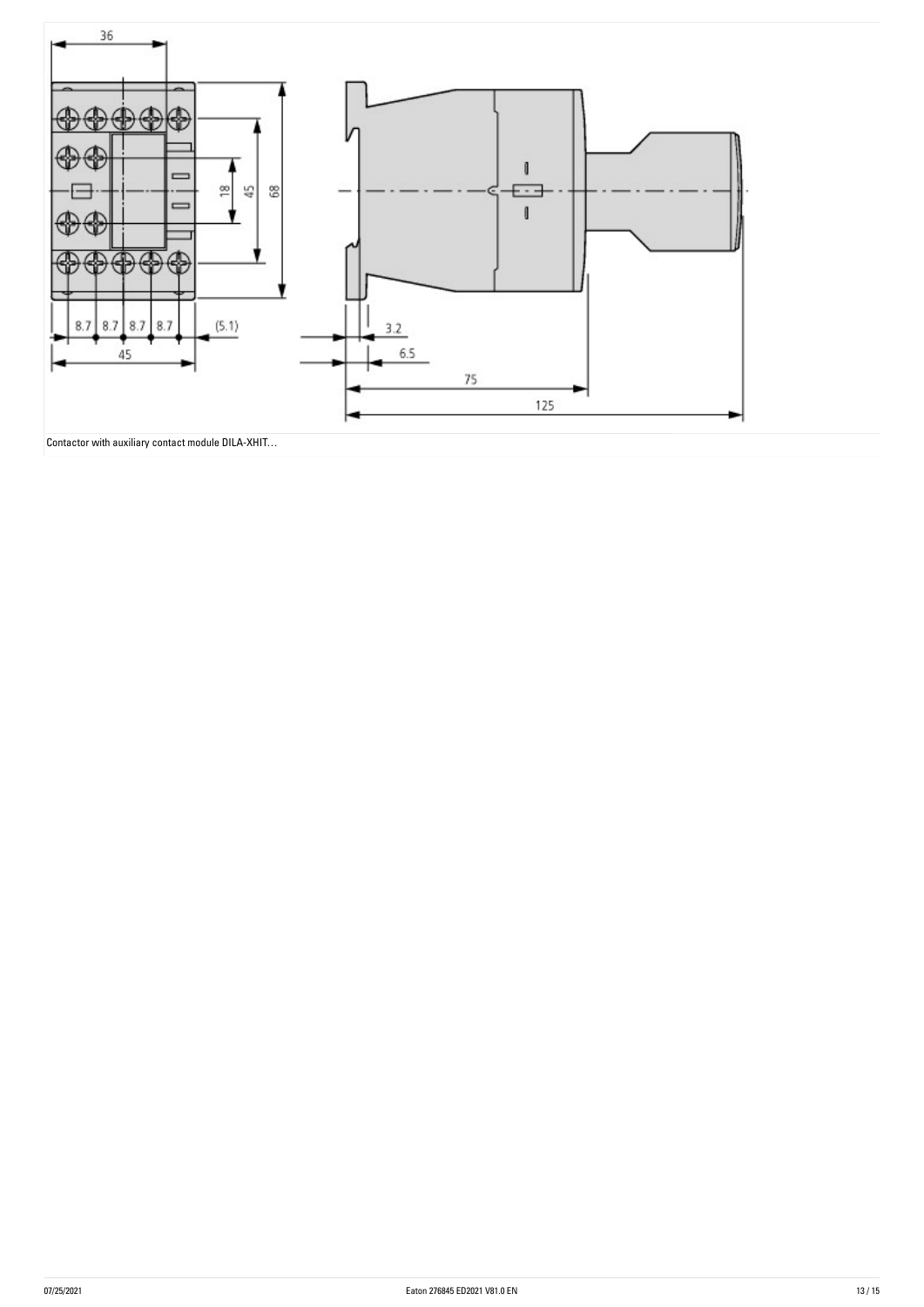Contactor with auxiliary contact module DILA-XHIT…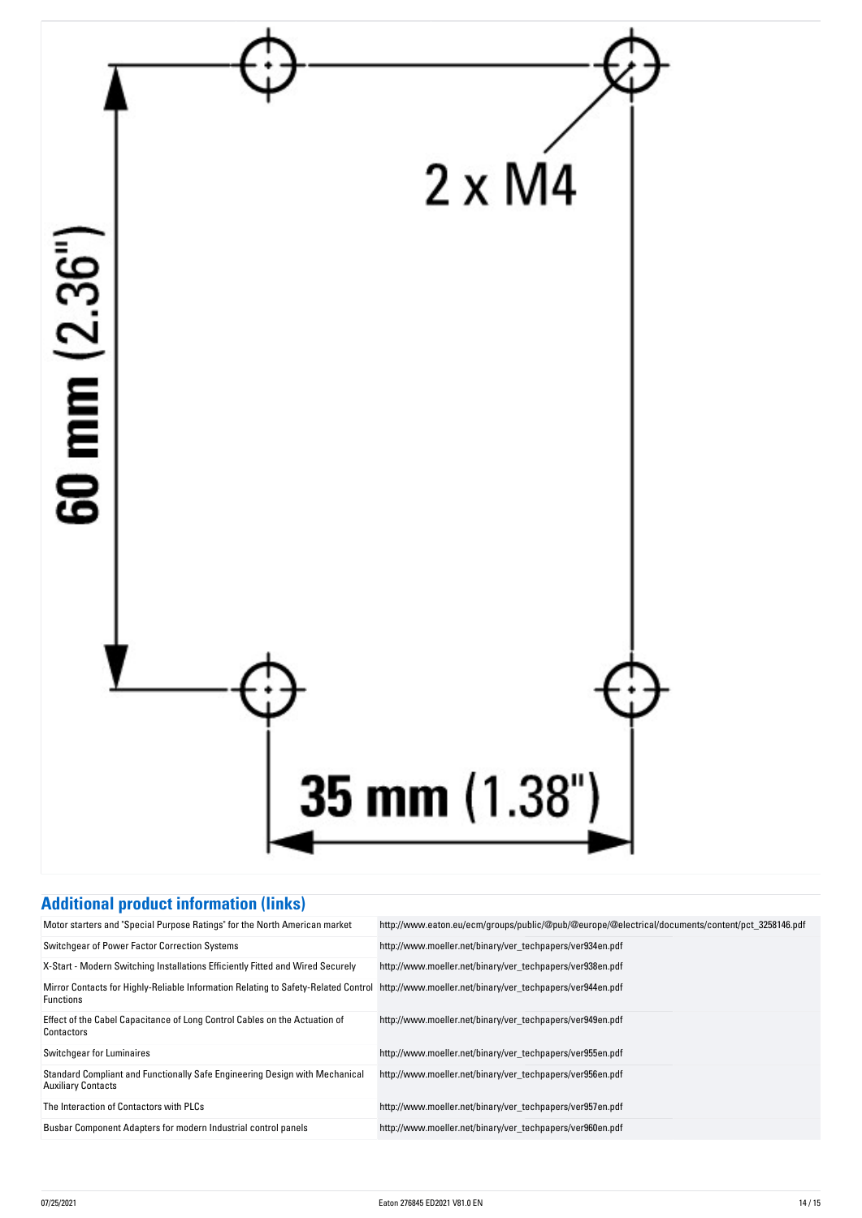2 x M4

60 mm (2.36")

35 mm (1.38")

## Additional product information (links)

| | |
|---|---|
| Motor starters and "Special Purpose Ratings" for the North American market | http://www.eaton.eu/ecm/groups/public/@pub/@europe/@electrical/documents/content/pct_3258146.pdf |
| Switchgear of Power Factor Correction Systems | http://www.moeller.net/binary/ver_techpapers/ver934en.pdf |
| X-Start - Modern Switching Installations Efficiently Fitted and Wired Securely | http://www.moeller.net/binary/ver_techpapers/ver938en.pdf |
| Mirror Contacts for Highly-Reliable Information Relating to Safety-Related Control Functions | http://www.moeller.net/binary/ver_techpapers/ver944en.pdf |
| Effect of the Cabel Capacitance of Long Control Cables on the Actuation of Contactors | http://www.moeller.net/binary/ver_techpapers/ver949en.pdf |
| Switchgear for Luminaires | http://www.moeller.net/binary/ver_techpapers/ver955en.pdf |
| Standard Compliant and Functionally Safe Engineering Design with Mechanical Auxiliary Contacts | http://www.moeller.net/binary/ver_techpapers/ver956en.pdf |
| The Interaction of Contactors with PLCs | http://www.moeller.net/binary/ver_techpapers/ver957en.pdf |
| Busbar Component Adapters for modern Industrial control panels | http://www.moeller.net/binary/ver_techpapers/ver960en.pdf |